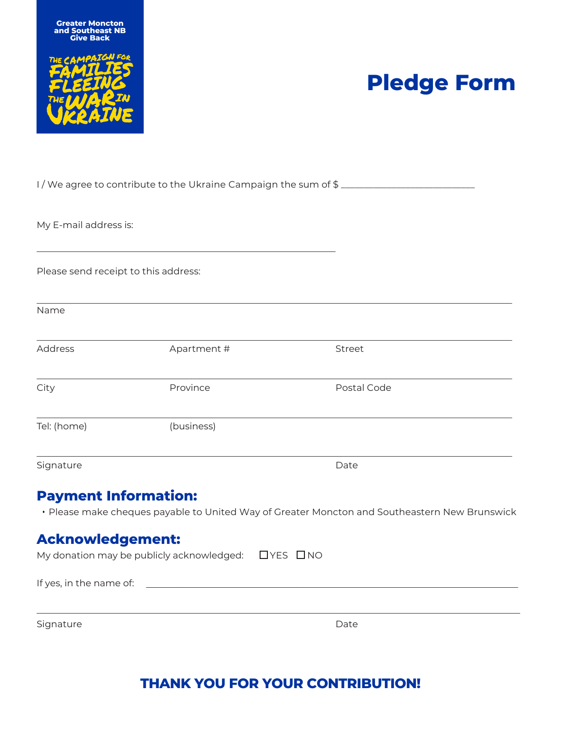Greater Moncton and Southeast NB Give Back

THE CAMPAIGN FOR FAMILIES FLEEING THE WAR IN UKRAINE

# Pledge Form

I / We agree to contribute to the Ukraine Campaign the sum of $ ___________________________

My E-mail address is:

____________________________________________________________

Please send receipt to this address:

______________________________________________________________________________

Name

______________________________________________________________________________

Address | Apartment # | Street

______________________________________________________________________________

City | Province | Postal Code

______________________________________________________________________________

Tel: (home) | (business)

______________________________________________________________________________

Signature | Date

## Payment Information:

- Please make cheques payable to United Way of Greater Moncton and Southeastern New Brunswick

## Acknowledgement:

My donation may be publicly acknowledged: ☐ YES ☐ NO

If yes, in the name of: ____________________________________________________________

______________________________________________________________________________

Signature | Date

**THANK YOU FOR YOUR CONTRIBUTION!**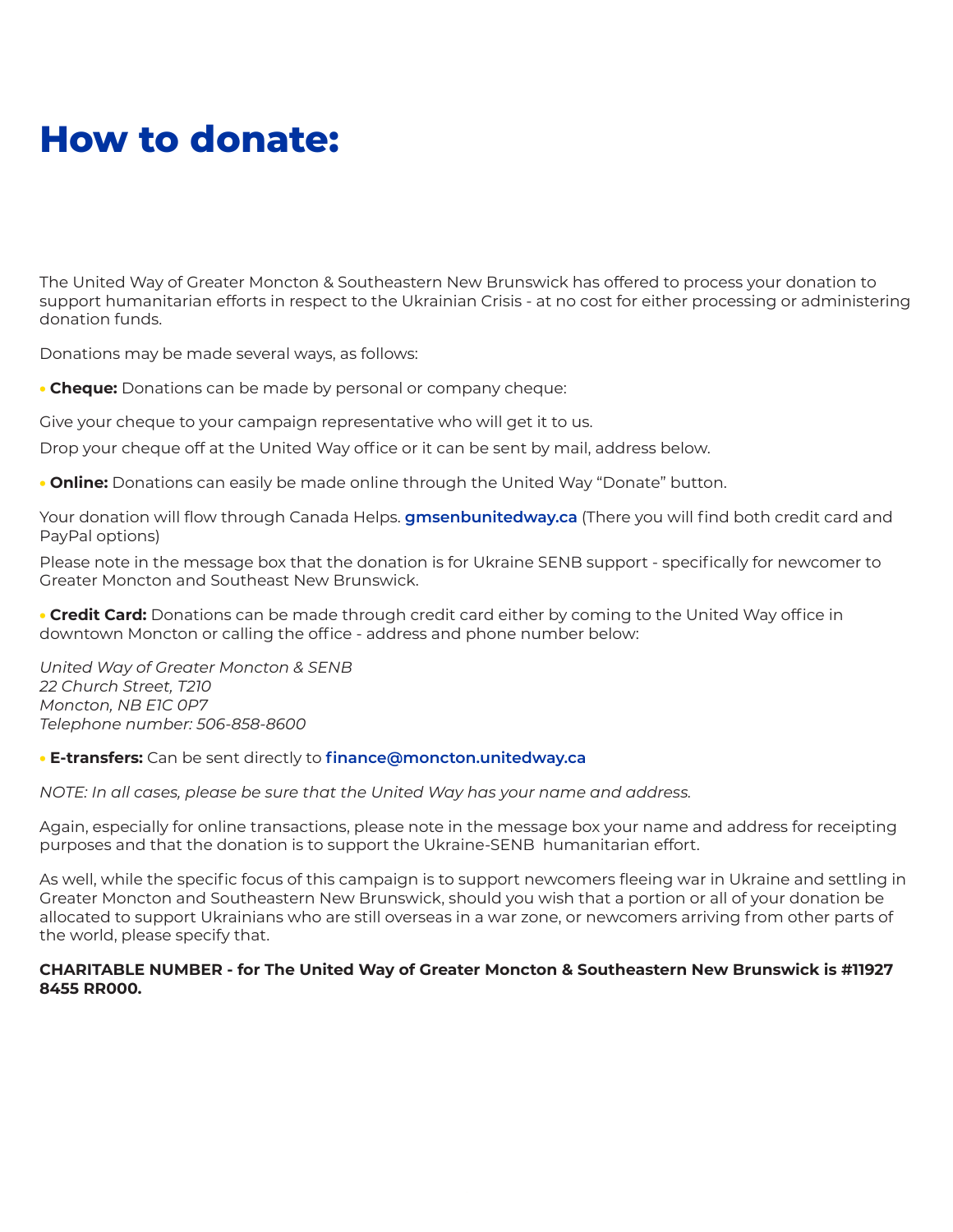# How to donate:

The United Way of Greater Moncton & Southeastern New Brunswick has offered to process your donation to support humanitarian efforts in respect to the Ukrainian Crisis - at no cost for either processing or administering donation funds.

Donations may be made several ways, as follows:

- **Cheque:** Donations can be made by personal or company cheque:

Give your cheque to your campaign representative who will get it to us.

Drop your cheque off at the United Way office or it can be sent by mail, address below.

- **Online:** Donations can easily be made online through the United Way "Donate" button.

Your donation will flow through Canada Helps. **gmsenbunitedway.ca** (There you will find both credit card and PayPal options)

Please note in the message box that the donation is for Ukraine SENB support - specifically for newcomer to Greater Moncton and Southeast New Brunswick.

- **Credit Card:** Donations can be made through credit card either by coming to the United Way office in downtown Moncton or calling the office - address and phone number below:

*United Way of Greater Moncton & SENB*
*22 Church Street, T210*
*Moncton, NB E1C 0P7*
*Telephone number: 506-858-8600*

- **E-transfers:** Can be sent directly to **finance@moncton.unitedway.ca**

*NOTE: In all cases, please be sure that the United Way has your name and address.*

Again, especially for online transactions, please note in the message box your name and address for receipting purposes and that the donation is to support the Ukraine-SENB humanitarian effort.

As well, while the specific focus of this campaign is to support newcomers fleeing war in Ukraine and settling in Greater Moncton and Southeastern New Brunswick, should you wish that a portion or all of your donation be allocated to support Ukrainians who are still overseas in a war zone, or newcomers arriving from other parts of the world, please specify that.

**CHARITABLE NUMBER - for The United Way of Greater Moncton & Southeastern New Brunswick is #11927 8455 RR000.**